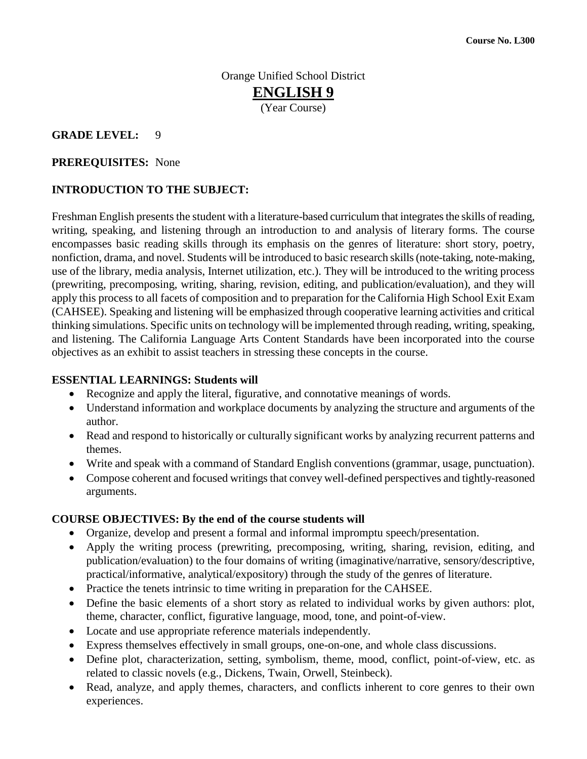**Course No. L300**

Orange Unified School District

# ENGLISH 9

(Year Course)

**GRADE LEVEL:** 9

**PREREQUISITES:** None

**INTRODUCTION TO THE SUBJECT:**

Freshman English presents the student with a literature-based curriculum that integrates the skills of reading, writing, speaking, and listening through an introduction to and analysis of literary forms. The course encompasses basic reading skills through its emphasis on the genres of literature: short story, poetry, nonfiction, drama, and novel. Students will be introduced to basic research skills (note-taking, note-making, use of the library, media analysis, Internet utilization, etc.). They will be introduced to the writing process (prewriting, precomposing, writing, sharing, revision, editing, and publication/evaluation), and they will apply this process to all facets of composition and to preparation for the California High School Exit Exam (CAHSEE). Speaking and listening will be emphasized through cooperative learning activities and critical thinking simulations. Specific units on technology will be implemented through reading, writing, speaking, and listening. The California Language Arts Content Standards have been incorporated into the course objectives as an exhibit to assist teachers in stressing these concepts in the course.

**ESSENTIAL LEARNINGS: Students will**

- Recognize and apply the literal, figurative, and connotative meanings of words.
- Understand information and workplace documents by analyzing the structure and arguments of the author.
- Read and respond to historically or culturally significant works by analyzing recurrent patterns and themes.
- Write and speak with a command of Standard English conventions (grammar, usage, punctuation).
- Compose coherent and focused writings that convey well-defined perspectives and tightly-reasoned arguments.

**COURSE OBJECTIVES: By the end of the course students will**

- Organize, develop and present a formal and informal impromptu speech/presentation.
- Apply the writing process (prewriting, precomposing, writing, sharing, revision, editing, and publication/evaluation) to the four domains of writing (imaginative/narrative, sensory/descriptive, practical/informative, analytical/expository) through the study of the genres of literature.
- Practice the tenets intrinsic to time writing in preparation for the CAHSEE.
- Define the basic elements of a short story as related to individual works by given authors: plot, theme, character, conflict, figurative language, mood, tone, and point-of-view.
- Locate and use appropriate reference materials independently.
- Express themselves effectively in small groups, one-on-one, and whole class discussions.
- Define plot, characterization, setting, symbolism, theme, mood, conflict, point-of-view, etc. as related to classic novels (e.g., Dickens, Twain, Orwell, Steinbeck).
- Read, analyze, and apply themes, characters, and conflicts inherent to core genres to their own experiences.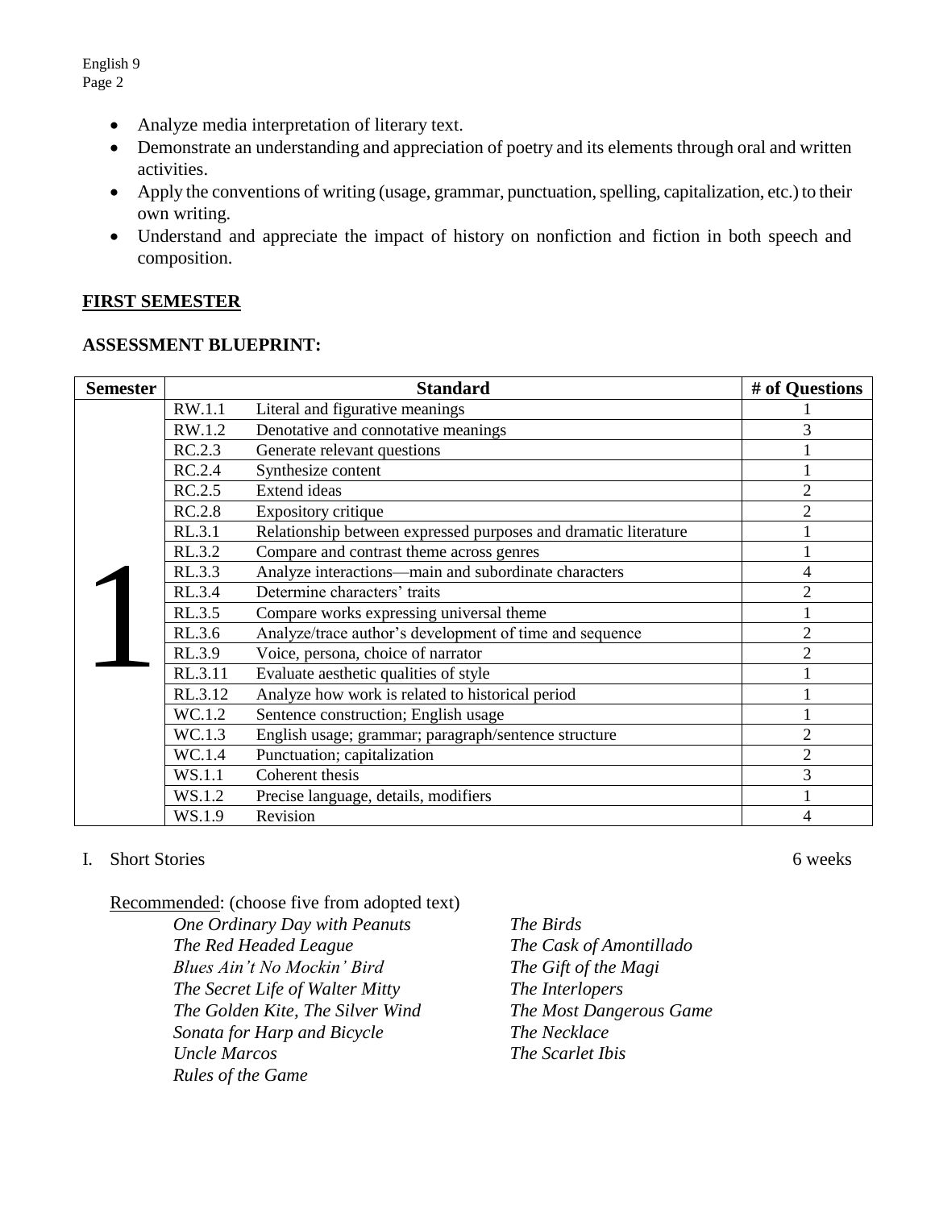- Analyze media interpretation of literary text.
- Demonstrate an understanding and appreciation of poetry and its elements through oral and written activities.
- Apply the conventions of writing (usage, grammar, punctuation, spelling, capitalization, etc.) to their own writing.
- Understand and appreciate the impact of history on nonfiction and fiction in both speech and composition.

## FIRST SEMESTER

**ASSESSMENT BLUEPRINT:**

| Semester | Standard | | # of Questions |
|---|---|---|---|
| 1 | RW.1.1 | Literal and figurative meanings | 1 |
| | RW.1.2 | Denotative and connotative meanings | 3 |
| | RC.2.3 | Generate relevant questions | 1 |
| | RC.2.4 | Synthesize content | 1 |
| | RC.2.5 | Extend ideas | 2 |
| | RC.2.8 | Expository critique | 2 |
| | RL.3.1 | Relationship between expressed purposes and dramatic literature | 1 |
| | RL.3.2 | Compare and contrast theme across genres | 1 |
| | RL.3.3 | Analyze interactions—main and subordinate characters | 4 |
| | RL.3.4 | Determine characters' traits | 2 |
| | RL.3.5 | Compare works expressing universal theme | 1 |
| | RL.3.6 | Analyze/trace author's development of time and sequence | 2 |
| | RL.3.9 | Voice, persona, choice of narrator | 2 |
| | RL.3.11 | Evaluate aesthetic qualities of style | 1 |
| | RL.3.12 | Analyze how work is related to historical period | 1 |
| | WC.1.2 | Sentence construction; English usage | 1 |
| | WC.1.3 | English usage; grammar; paragraph/sentence structure | 2 |
| | WC.1.4 | Punctuation; capitalization | 2 |
| | WS.1.1 | Coherent thesis | 3 |
| | WS.1.2 | Precise language, details, modifiers | 1 |
| | WS.1.9 | Revision | 4 |

I. Short Stories — 6 weeks

Recommended: (choose five from adopted text)

*One Ordinary Day with Peanuts*
*The Red Headed League*
*Blues Ain't No Mockin' Bird*
*The Secret Life of Walter Mitty*
*The Golden Kite, The Silver Wind*
*Sonata for Harp and Bicycle*
*Uncle Marcos*
*Rules of the Game*
*The Birds*
*The Cask of Amontillado*
*The Gift of the Magi*
*The Interlopers*
*The Most Dangerous Game*
*The Necklace*
*The Scarlet Ibis*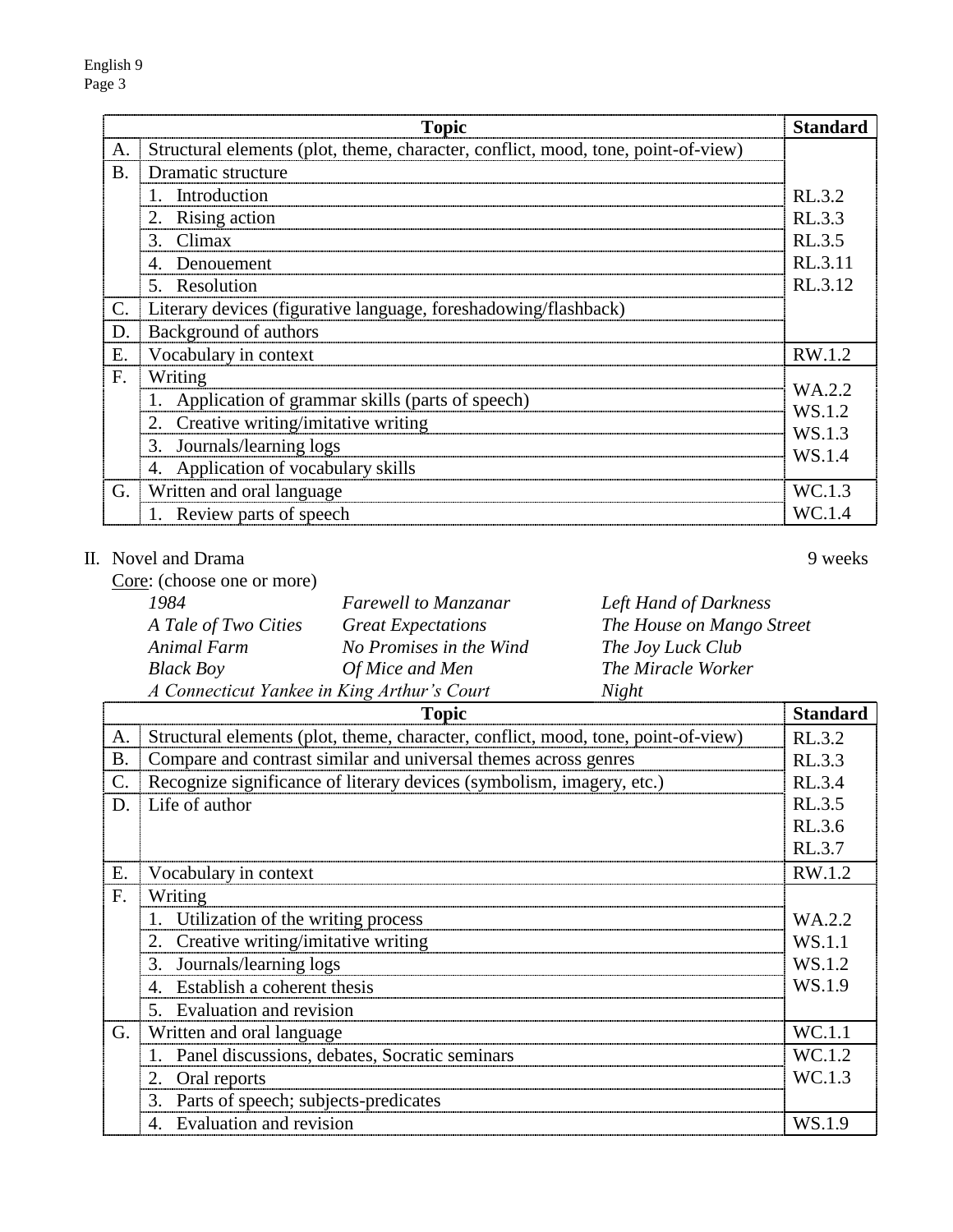| | Topic | Standard |
|---|---|---|
| A. | Structural elements (plot, theme, character, conflict, mood, tone, point-of-view) | RL.3.2 RL.3.3 RL.3.5 RL.3.11 RL.3.12 |
| B. | Dramatic structure | |
| | 1. Introduction | |
| | 2. Rising action | |
| | 3. Climax | |
| | 4. Denouement | |
| | 5. Resolution | |
| C. | Literary devices (figurative language, foreshadowing/flashback) | |
| D. | Background of authors | |
| E. | Vocabulary in context | RW.1.2 |
| F. | Writing | WA.2.2 WS.1.2 WS.1.3 WS.1.4 |
| | 1. Application of grammar skills (parts of speech) | |
| | 2. Creative writing/imitative writing | |
| | 3. Journals/learning logs | |
| | 4. Application of vocabulary skills | |
| G. | Written and oral language | WC.1.3 |
| | 1. Review parts of speech | WC.1.4 |

II. Novel and Drama — 9 weeks

Core: (choose one or more)

*1984* | *Farewell to Manzanar* | *Left Hand of Darkness*
*A Tale of Two Cities* | *Great Expectations* | *The House on Mango Street*
*Animal Farm* | *No Promises in the Wind* | *The Joy Luck Club*
*Black Boy* | *Of Mice and Men* | *The Miracle Worker*
*A Connecticut Yankee in King Arthur's Court* | *Night*

| | Topic | Standard |
|---|---|---|
| A. | Structural elements (plot, theme, character, conflict, mood, tone, point-of-view) | RL.3.2 RL.3.3 RL.3.4 RL.3.5 RL.3.6 RL.3.7 |
| B. | Compare and contrast similar and universal themes across genres | |
| C. | Recognize significance of literary devices (symbolism, imagery, etc.) | |
| D. | Life of author | |
| E. | Vocabulary in context | RW.1.2 |
| F. | Writing | WA.2.2 WS.1.1 WS.1.2 WS.1.9 |
| | 1. Utilization of the writing process | |
| | 2. Creative writing/imitative writing | |
| | 3. Journals/learning logs | |
| | 4. Establish a coherent thesis | |
| | 5. Evaluation and revision | |
| G. | Written and oral language | WC.1.1 |
| | 1. Panel discussions, debates, Socratic seminars | WC.1.2 WC.1.3 |
| | 2. Oral reports | |
| | 3. Parts of speech; subjects-predicates | |
| | 4. Evaluation and revision | WS.1.9 |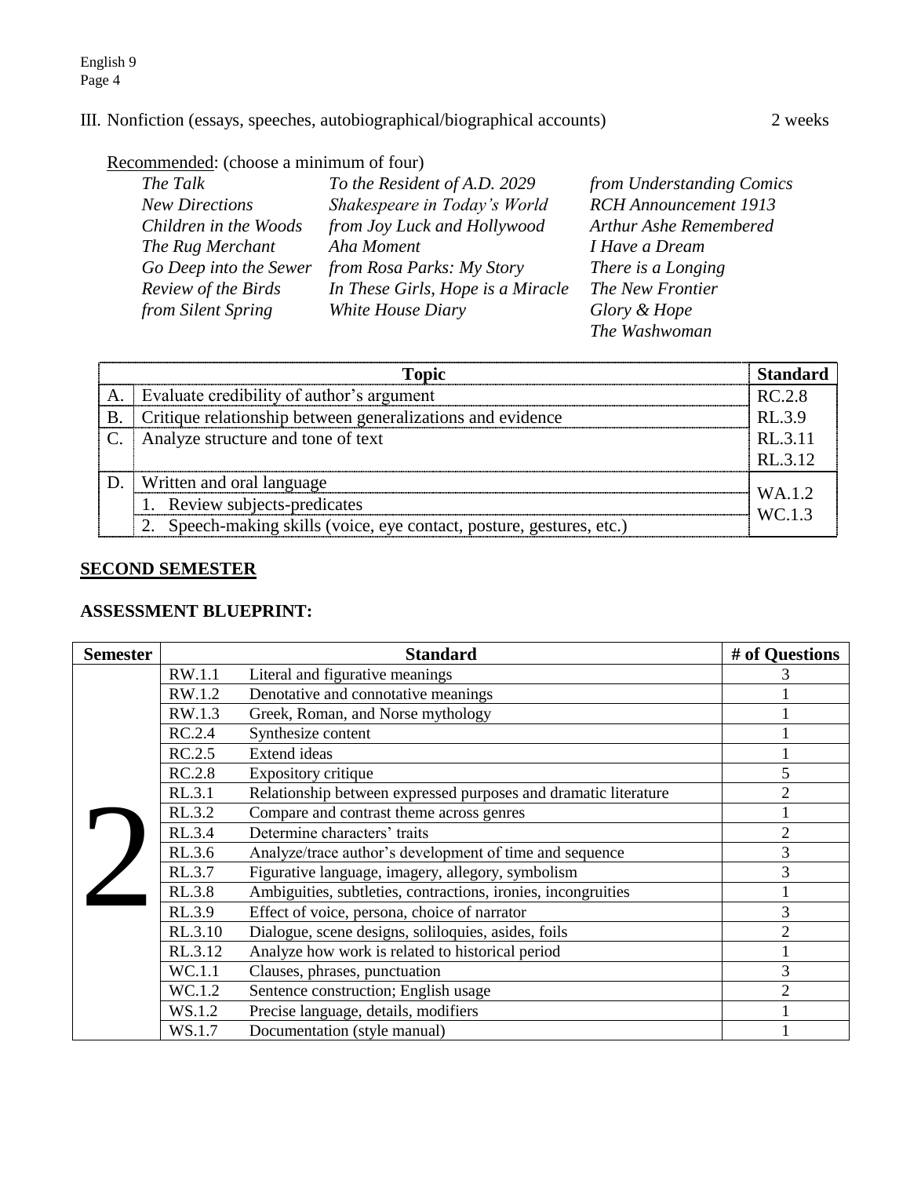### III. Nonfiction (essays, speeches, autobiographical/biographical accounts) — 2 weeks

Recommended: (choose a minimum of four)

*The Talk*
*New Directions*
*Children in the Woods*
*The Rug Merchant*
*Go Deep into the Sewer*
*Review of the Birds*
*from Silent Spring*
*To the Resident of A.D. 2029*
*Shakespeare in Today's World*
*from Joy Luck and Hollywood*
*Aha Moment*
*from Rosa Parks: My Story*
*In These Girls, Hope is a Miracle*
*White House Diary*
*from Understanding Comics*
*RCH Announcement 1913*
*Arthur Ashe Remembered*
*I Have a Dream*
*There is a Longing*
*The New Frontier*
*Glory & Hope*
*The Washwoman*

| | Topic | Standard |
|---|---|---|
| A. | Evaluate credibility of author's argument | RC.2.8 |
| B. | Critique relationship between generalizations and evidence | RL.3.9 |
| C. | Analyze structure and tone of text | RL.3.11<br>RL.3.12 |
| D. | Written and oral language<br>1. Review subjects-predicates<br>2. Speech-making skills (voice, eye contact, posture, gestures, etc.) | WA.1.2<br>WC.1.3 |

## SECOND SEMESTER

### ASSESSMENT BLUEPRINT:

| Semester | Standard | | # of Questions |
|---|---|---|---|
| 2 | RW.1.1 | Literal and figurative meanings | 3 |
| | RW.1.2 | Denotative and connotative meanings | 1 |
| | RW.1.3 | Greek, Roman, and Norse mythology | 1 |
| | RC.2.4 | Synthesize content | 1 |
| | RC.2.5 | Extend ideas | 1 |
| | RC.2.8 | Expository critique | 5 |
| | RL.3.1 | Relationship between expressed purposes and dramatic literature | 2 |
| | RL.3.2 | Compare and contrast theme across genres | 1 |
| | RL.3.4 | Determine characters' traits | 2 |
| | RL.3.6 | Analyze/trace author's development of time and sequence | 3 |
| | RL.3.7 | Figurative language, imagery, allegory, symbolism | 3 |
| | RL.3.8 | Ambiguities, subtleties, contractions, ironies, incongruities | 1 |
| | RL.3.9 | Effect of voice, persona, choice of narrator | 3 |
| | RL.3.10 | Dialogue, scene designs, soliloquies, asides, foils | 2 |
| | RL.3.12 | Analyze how work is related to historical period | 1 |
| | WC.1.1 | Clauses, phrases, punctuation | 3 |
| | WC.1.2 | Sentence construction; English usage | 2 |
| | WS.1.2 | Precise language, details, modifiers | 1 |
| | WS.1.7 | Documentation (style manual) | 1 |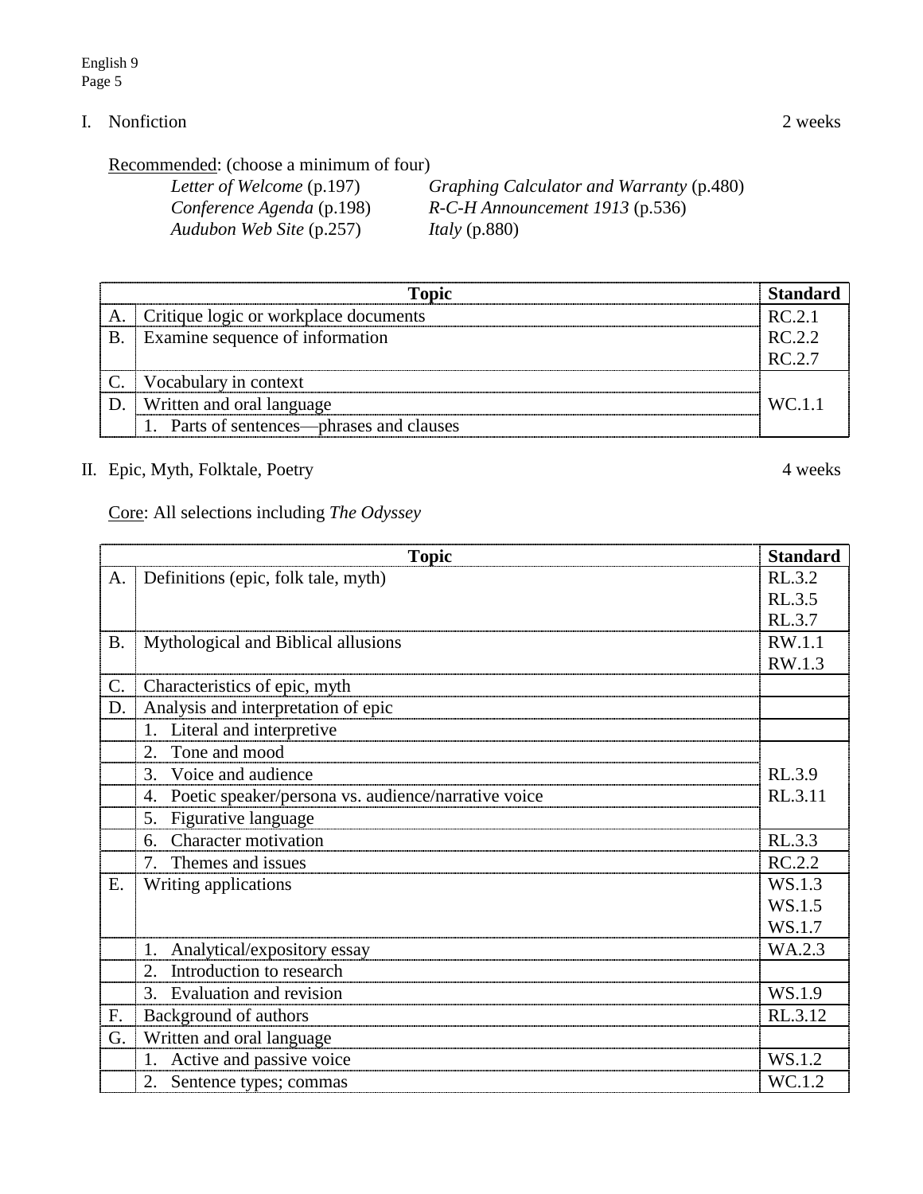## I. Nonfiction — 2 weeks

Recommended: (choose a minimum of four)

*Letter of Welcome* (p.197)
*Conference Agenda* (p.198)
*Audubon Web Site* (p.257)
*Graphing Calculator and Warranty* (p.480)
*R-C-H Announcement 1913* (p.536)
*Italy* (p.880)

| | Topic | Standard |
|---|---|---|
| A. | Critique logic or workplace documents | RC.2.1 |
| B. | Examine sequence of information | RC.2.2<br>RC.2.7 |
| C. | Vocabulary in context | WC.1.1 |
| D. | Written and oral language | |
| | 1. Parts of sentences—phrases and clauses | |

## II. Epic, Myth, Folktale, Poetry — 4 weeks

Core: All selections including *The Odyssey*

| | Topic | Standard |
|---|---|---|
| A. | Definitions (epic, folk tale, myth) | RL.3.2<br>RL.3.5<br>RL.3.7 |
| B. | Mythological and Biblical allusions | RW.1.1<br>RW.1.3 |
| C. | Characteristics of epic, myth | |
| D. | Analysis and interpretation of epic | |
| | 1. Literal and interpretive | |
| | 2. Tone and mood | RL.3.9<br>RL.3.11 |
| | 3. Voice and audience | |
| | 4. Poetic speaker/persona vs. audience/narrative voice | |
| | 5. Figurative language | |
| | 6. Character motivation | RL.3.3 |
| | 7. Themes and issues | RC.2.2 |
| E. | Writing applications | WS.1.3<br>WS.1.5<br>WS.1.7 |
| | 1. Analytical/expository essay | WA.2.3 |
| | 2. Introduction to research | |
| | 3. Evaluation and revision | WS.1.9 |
| F. | Background of authors | RL.3.12 |
| G. | Written and oral language | |
| | 1. Active and passive voice | WS.1.2 |
| | 2. Sentence types; commas | WC.1.2 |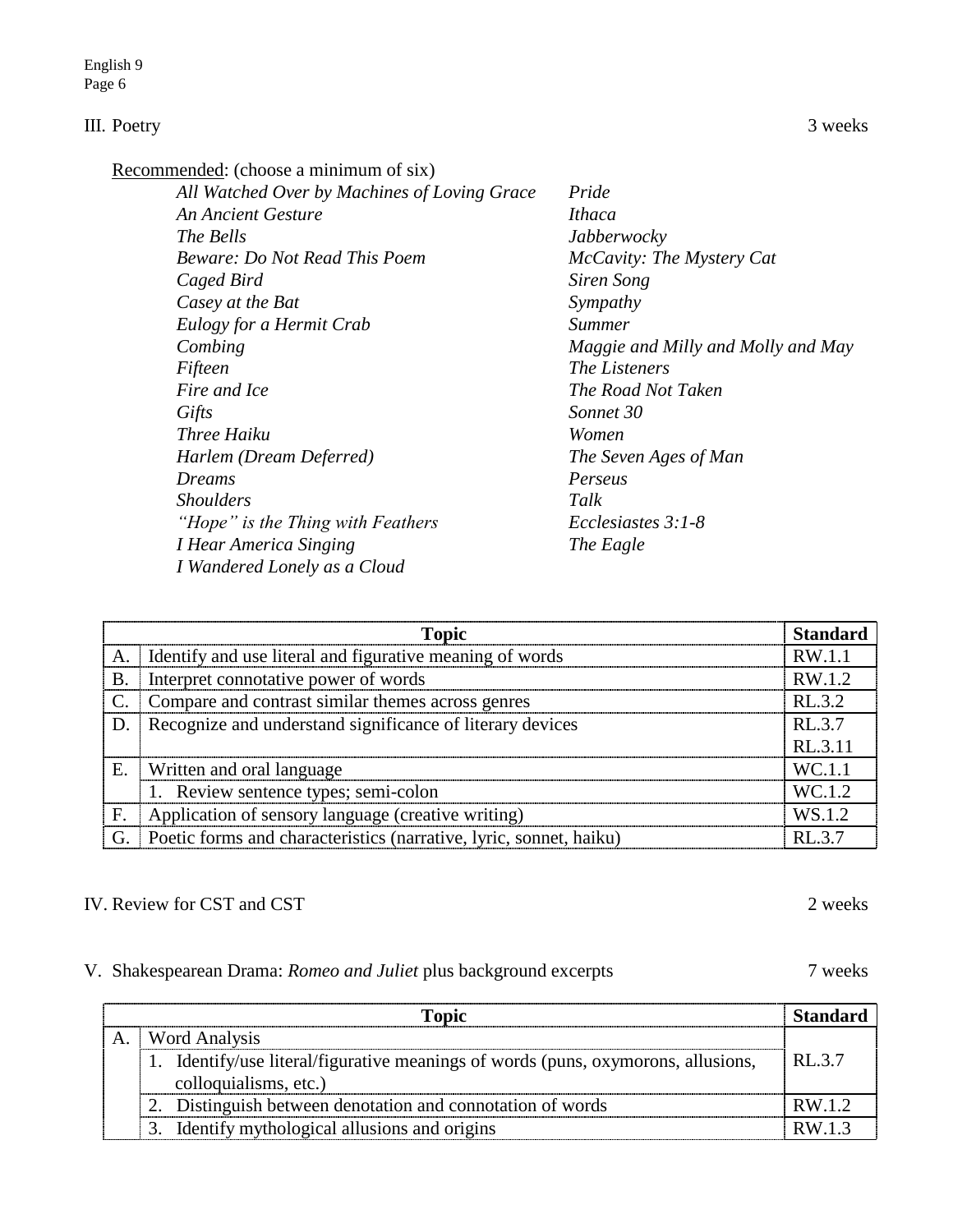## III. Poetry — 3 weeks

Recommended: (choose a minimum of six)

- *All Watched Over by Machines of Loving Grace*
- *An Ancient Gesture*
- *The Bells*
- *Beware: Do Not Read This Poem*
- *Caged Bird*
- *Casey at the Bat*
- *Eulogy for a Hermit Crab*
- *Combing*
- *Fifteen*
- *Fire and Ice*
- *Gifts*
- *Three Haiku*
- *Harlem (Dream Deferred)*
- *Dreams*
- *Shoulders*
- *"Hope" is the Thing with Feathers*
- *I Hear America Singing*
- *I Wandered Lonely as a Cloud*
- *Pride*
- *Ithaca*
- *Jabberwocky*
- *McCavity: The Mystery Cat*
- *Siren Song*
- *Sympathy*
- *Summer*
- *Maggie and Milly and Molly and May*
- *The Listeners*
- *The Road Not Taken*
- *Sonnet 30*
- *Women*
- *The Seven Ages of Man*
- *Perseus*
- *Talk*
- *Ecclesiastes 3:1-8*
- *The Eagle*

| | Topic | Standard |
|---|---|---|
| A. | Identify and use literal and figurative meaning of words | RW.1.1 |
| B. | Interpret connotative power of words | RW.1.2 |
| C. | Compare and contrast similar themes across genres | RL.3.2 |
| D. | Recognize and understand significance of literary devices | RL.3.7<br>RL.3.11 |
| E. | Written and oral language | WC.1.1 |
| | 1. Review sentence types; semi-colon | WC.1.2 |
| F. | Application of sensory language (creative writing) | WS.1.2 |
| G. | Poetic forms and characteristics (narrative, lyric, sonnet, haiku) | RL.3.7 |

## IV. Review for CST and CST — 2 weeks

## V. Shakespearean Drama: *Romeo and Juliet* plus background excerpts — 7 weeks

| | Topic | Standard |
|---|---|---|
| A. | Word Analysis | |
| | 1. Identify/use literal/figurative meanings of words (puns, oxymorons, allusions, colloquialisms, etc.) | RL.3.7 |
| | 2. Distinguish between denotation and connotation of words | RW.1.2 |
| | 3. Identify mythological allusions and origins | RW.1.3 |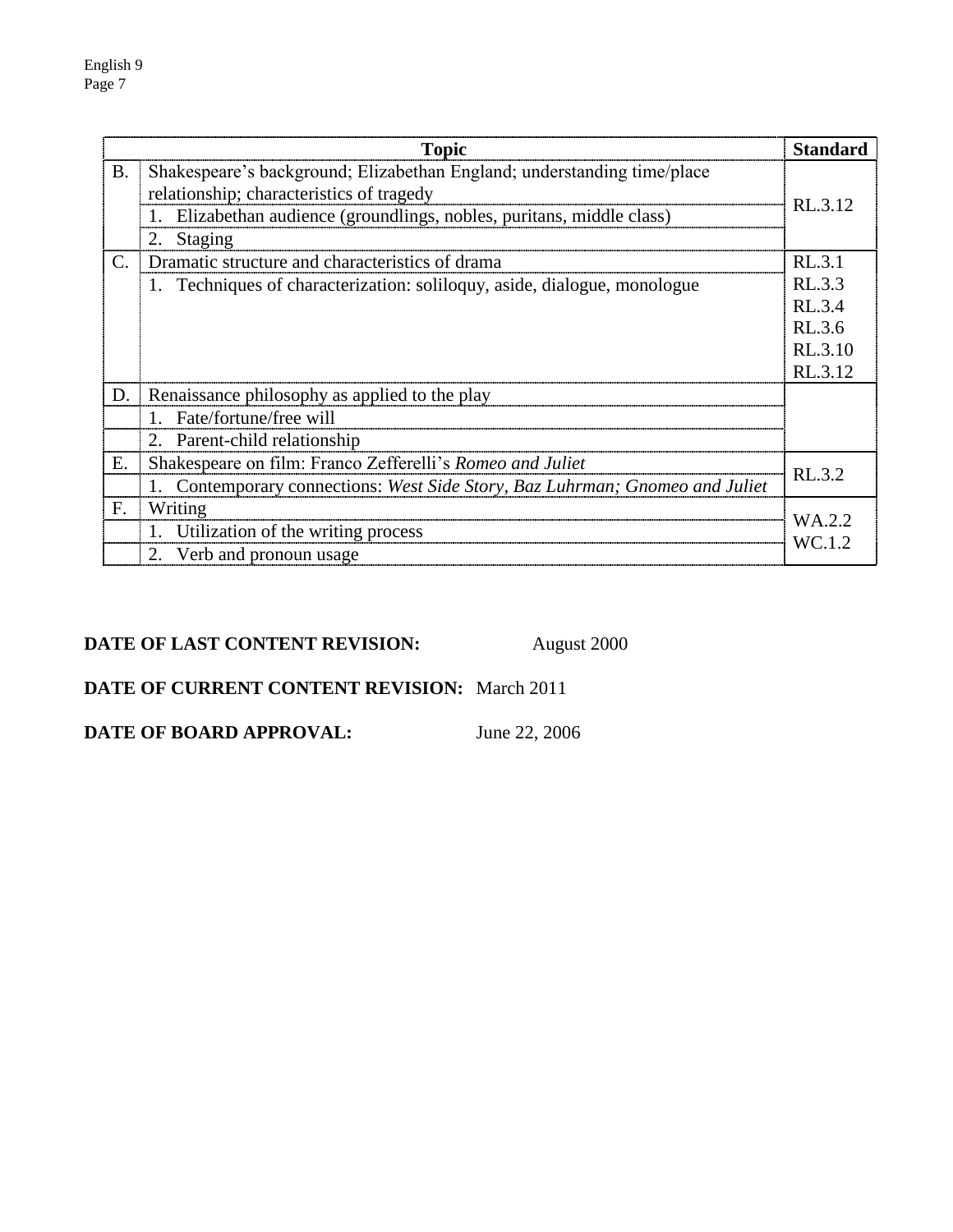| | Topic | Standard |
|---|---|---|
| B. | Shakespeare's background; Elizabethan England; understanding time/place relationship; characteristics of tragedy | RL.3.12 |
| | 1. Elizabethan audience (groundlings, nobles, puritans, middle class) | |
| | 2. Staging | |
| C. | Dramatic structure and characteristics of drama | RL.3.1 |
| | 1. Techniques of characterization: soliloquy, aside, dialogue, monologue | RL.3.3<br>RL.3.4<br>RL.3.6<br>RL.3.10<br>RL.3.12 |
| D. | Renaissance philosophy as applied to the play | |
| | 1. Fate/fortune/free will | |
| | 2. Parent-child relationship | |
| E. | Shakespeare on film: Franco Zefferelli's *Romeo and Juliet* | RL.3.2 |
| | 1. Contemporary connections: *West Side Story, Baz Luhrman; Gnomeo and Juliet* | |
| F. | Writing | WA.2.2<br>WC.1.2 |
| | 1. Utilization of the writing process | |
| | 2. Verb and pronoun usage | |

**DATE OF LAST CONTENT REVISION:** August 2000

**DATE OF CURRENT CONTENT REVISION:** March 2011

**DATE OF BOARD APPROVAL:** June 22, 2006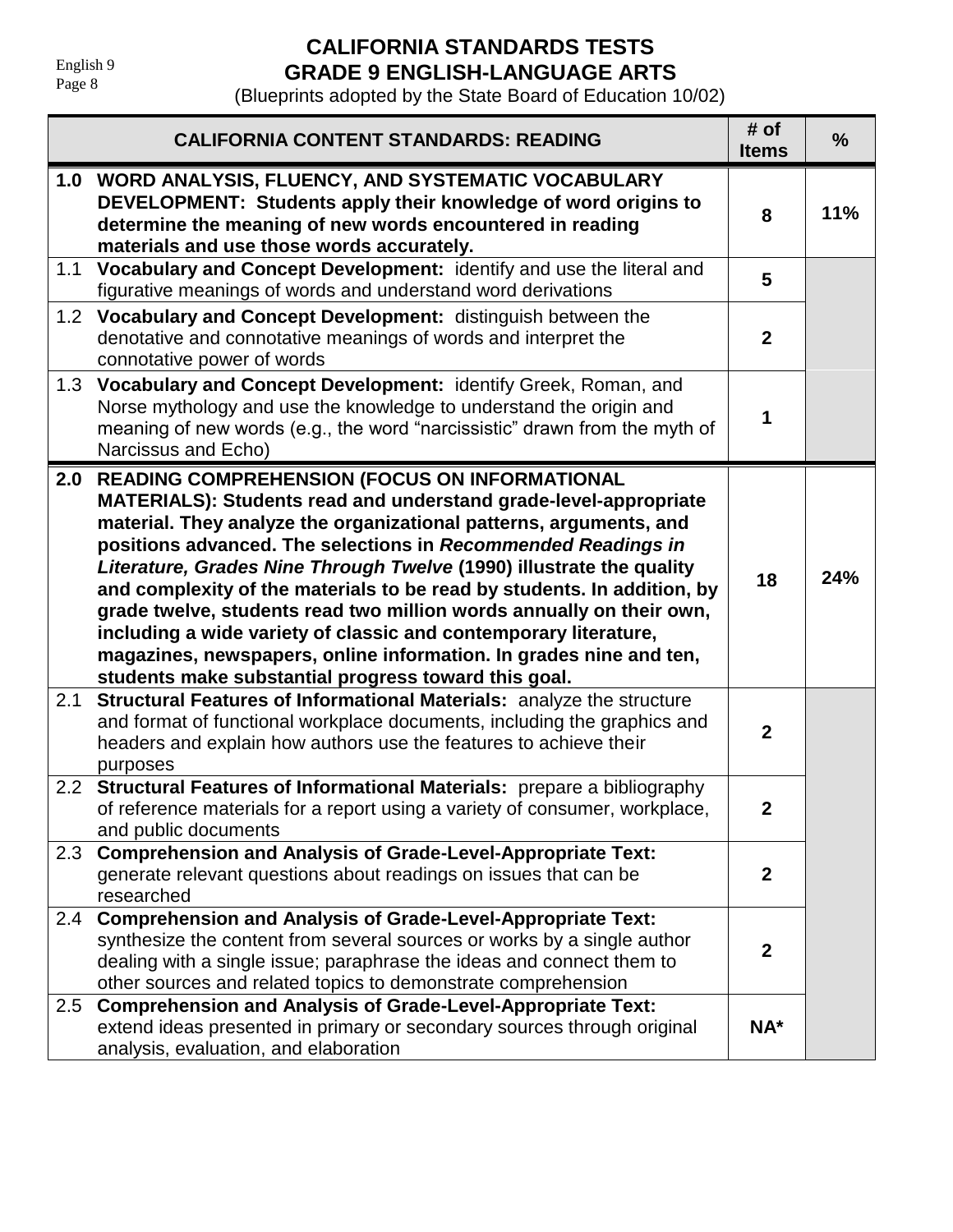# CALIFORNIA STANDARDS TESTS
# GRADE 9 ENGLISH-LANGUAGE ARTS

(Blueprints adopted by the State Board of Education 10/02)

| CALIFORNIA CONTENT STANDARDS: READING | # of Items | % |
|---|---|---|
| **1.0 WORD ANALYSIS, FLUENCY, AND SYSTEMATIC VOCABULARY DEVELOPMENT: Students apply their knowledge of word origins to determine the meaning of new words encountered in reading materials and use those words accurately.** | **8** | **11%** |
| 1.1 **Vocabulary and Concept Development:** identify and use the literal and figurative meanings of words and understand word derivations | **5** | |
| 1.2 **Vocabulary and Concept Development:** distinguish between the denotative and connotative meanings of words and interpret the connotative power of words | **2** | |
| 1.3 **Vocabulary and Concept Development:** identify Greek, Roman, and Norse mythology and use the knowledge to understand the origin and meaning of new words (e.g., the word "narcissistic" drawn from the myth of Narcissus and Echo) | **1** | |
| **2.0 READING COMPREHENSION (FOCUS ON INFORMATIONAL MATERIALS): Students read and understand grade-level-appropriate material. They analyze the organizational patterns, arguments, and positions advanced. The selections in *Recommended Readings in Literature, Grades Nine Through Twelve* (1990) illustrate the quality and complexity of the materials to be read by students. In addition, by grade twelve, students read two million words annually on their own, including a wide variety of classic and contemporary literature, magazines, newspapers, online information. In grades nine and ten, students make substantial progress toward this goal.** | **18** | **24%** |
| 2.1 **Structural Features of Informational Materials:** analyze the structure and format of functional workplace documents, including the graphics and headers and explain how authors use the features to achieve their purposes | **2** | |
| 2.2 **Structural Features of Informational Materials:** prepare a bibliography of reference materials for a report using a variety of consumer, workplace, and public documents | **2** | |
| 2.3 **Comprehension and Analysis of Grade-Level-Appropriate Text:** generate relevant questions about readings on issues that can be researched | **2** | |
| 2.4 **Comprehension and Analysis of Grade-Level-Appropriate Text:** synthesize the content from several sources or works by a single author dealing with a single issue; paraphrase the ideas and connect them to other sources and related topics to demonstrate comprehension | **2** | |
| 2.5 **Comprehension and Analysis of Grade-Level-Appropriate Text:** extend ideas presented in primary or secondary sources through original analysis, evaluation, and elaboration | **NA*** | |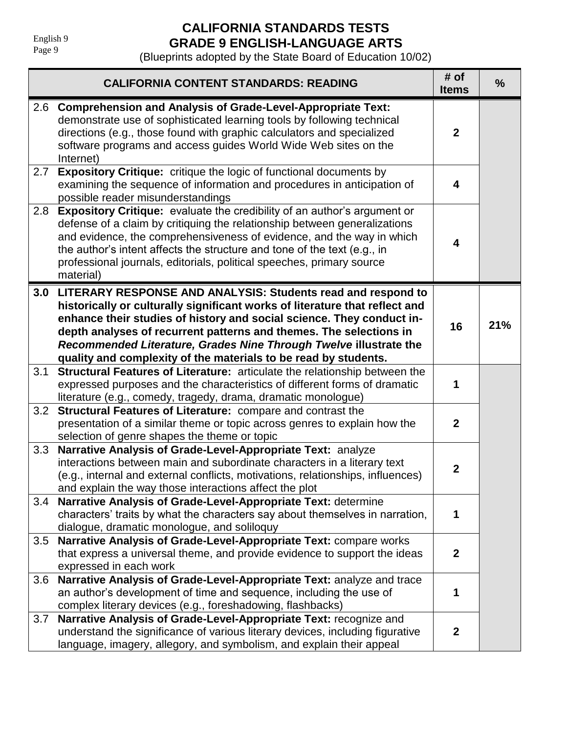# CALIFORNIA STANDARDS TESTS
## GRADE 9 ENGLISH-LANGUAGE ARTS
(Blueprints adopted by the State Board of Education 10/02)

| CALIFORNIA CONTENT STANDARDS: READING | # of Items | % |
|---|---|---|
| 2.6 **Comprehension and Analysis of Grade-Level-Appropriate Text:** demonstrate use of sophisticated learning tools by following technical directions (e.g., those found with graphic calculators and specialized software programs and access guides World Wide Web sites on the Internet) | 2 | |
| 2.7 **Expository Critique:** critique the logic of functional documents by examining the sequence of information and procedures in anticipation of possible reader misunderstandings | 4 | |
| 2.8 **Expository Critique:** evaluate the credibility of an author's argument or defense of a claim by critiquing the relationship between generalizations and evidence, the comprehensiveness of evidence, and the way in which the author's intent affects the structure and tone of the text (e.g., in professional journals, editorials, political speeches, primary source material) | 4 | |
| **3.0 LITERARY RESPONSE AND ANALYSIS: Students read and respond to historically or culturally significant works of literature that reflect and enhance their studies of history and social science. They conduct in-depth analyses of recurrent patterns and themes. The selections in *Recommended Literature, Grades Nine Through Twelve* illustrate the quality and complexity of the materials to be read by students.** | **16** | **21%** |
| 3.1 **Structural Features of Literature:** articulate the relationship between the expressed purposes and the characteristics of different forms of dramatic literature (e.g., comedy, tragedy, drama, dramatic monologue) | 1 | |
| 3.2 **Structural Features of Literature:** compare and contrast the presentation of a similar theme or topic across genres to explain how the selection of genre shapes the theme or topic | 2 | |
| 3.3 **Narrative Analysis of Grade-Level-Appropriate Text:** analyze interactions between main and subordinate characters in a literary text (e.g., internal and external conflicts, motivations, relationships, influences) and explain the way those interactions affect the plot | 2 | |
| 3.4 **Narrative Analysis of Grade-Level-Appropriate Text:** determine characters' traits by what the characters say about themselves in narration, dialogue, dramatic monologue, and soliloquy | 1 | |
| 3.5 **Narrative Analysis of Grade-Level-Appropriate Text:** compare works that express a universal theme, and provide evidence to support the ideas expressed in each work | 2 | |
| 3.6 **Narrative Analysis of Grade-Level-Appropriate Text:** analyze and trace an author's development of time and sequence, including the use of complex literary devices (e.g., foreshadowing, flashbacks) | 1 | |
| 3.7 **Narrative Analysis of Grade-Level-Appropriate Text:** recognize and understand the significance of various literary devices, including figurative language, imagery, allegory, and symbolism, and explain their appeal | 2 | |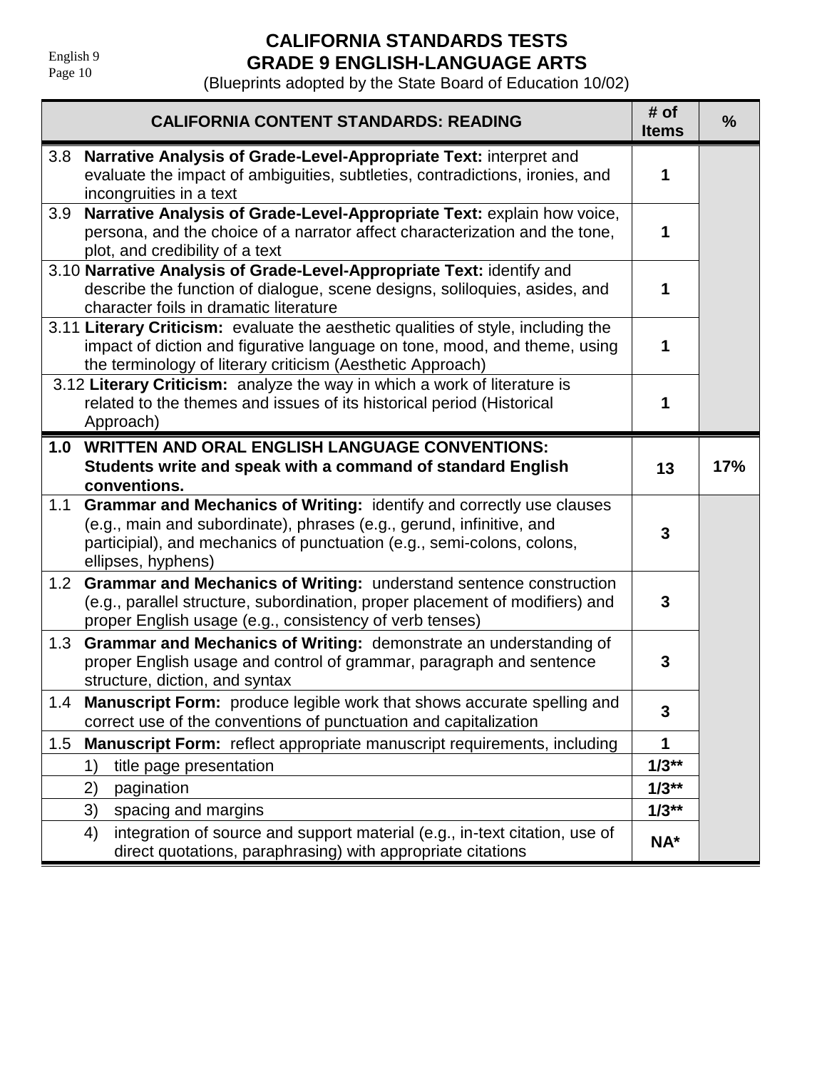# CALIFORNIA STANDARDS TESTS
# GRADE 9 ENGLISH-LANGUAGE ARTS

(Blueprints adopted by the State Board of Education 10/02)

| CALIFORNIA CONTENT STANDARDS: READING | # of Items | % |
|---|---|---|
| 3.8 **Narrative Analysis of Grade-Level-Appropriate Text:** interpret and evaluate the impact of ambiguities, subtleties, contradictions, ironies, and incongruities in a text | 1 | |
| 3.9 **Narrative Analysis of Grade-Level-Appropriate Text:** explain how voice, persona, and the choice of a narrator affect characterization and the tone, plot, and credibility of a text | 1 | |
| 3.10 **Narrative Analysis of Grade-Level-Appropriate Text:** identify and describe the function of dialogue, scene designs, soliloquies, asides, and character foils in dramatic literature | 1 | |
| 3.11 **Literary Criticism:** evaluate the aesthetic qualities of style, including the impact of diction and figurative language on tone, mood, and theme, using the terminology of literary criticism (Aesthetic Approach) | 1 | |
| 3.12 **Literary Criticism:** analyze the way in which a work of literature is related to the themes and issues of its historical period (Historical Approach) | 1 | |
| **1.0 WRITTEN AND ORAL ENGLISH LANGUAGE CONVENTIONS: Students write and speak with a command of standard English conventions.** | **13** | **17%** |
| 1.1 **Grammar and Mechanics of Writing:** identify and correctly use clauses (e.g., main and subordinate), phrases (e.g., gerund, infinitive, and participial), and mechanics of punctuation (e.g., semi-colons, colons, ellipses, hyphens) | 3 | |
| 1.2 **Grammar and Mechanics of Writing:** understand sentence construction (e.g., parallel structure, subordination, proper placement of modifiers) and proper English usage (e.g., consistency of verb tenses) | 3 | |
| 1.3 **Grammar and Mechanics of Writing:** demonstrate an understanding of proper English usage and control of grammar, paragraph and sentence structure, diction, and syntax | 3 | |
| 1.4 **Manuscript Form:** produce legible work that shows accurate spelling and correct use of the conventions of punctuation and capitalization | 3 | |
| 1.5 **Manuscript Form:** reflect appropriate manuscript requirements, including | 1 | |
| 1) title page presentation | 1/3** | |
| 2) pagination | 1/3** | |
| 3) spacing and margins | 1/3** | |
| 4) integration of source and support material (e.g., in-text citation, use of direct quotations, paraphrasing) with appropriate citations | NA* | |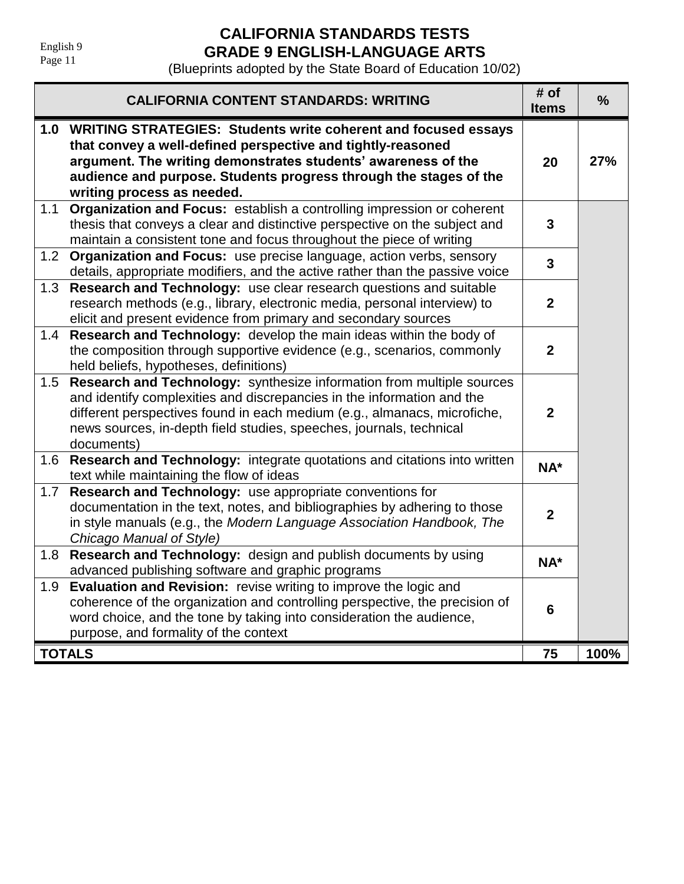# CALIFORNIA STANDARDS TESTS
# GRADE 9 ENGLISH-LANGUAGE ARTS

(Blueprints adopted by the State Board of Education 10/02)

| CALIFORNIA CONTENT STANDARDS: WRITING | # of Items | % |
|---|---|---|
| **1.0 WRITING STRATEGIES: Students write coherent and focused essays that convey a well-defined perspective and tightly-reasoned argument. The writing demonstrates students' awareness of the audience and purpose. Students progress through the stages of the writing process as needed.** | **20** | **27%** |
| 1.1 **Organization and Focus:** establish a controlling impression or coherent thesis that conveys a clear and distinctive perspective on the subject and maintain a consistent tone and focus throughout the piece of writing | **3** | |
| 1.2 **Organization and Focus:** use precise language, action verbs, sensory details, appropriate modifiers, and the active rather than the passive voice | **3** | |
| 1.3 **Research and Technology:** use clear research questions and suitable research methods (e.g., library, electronic media, personal interview) to elicit and present evidence from primary and secondary sources | **2** | |
| 1.4 **Research and Technology:** develop the main ideas within the body of the composition through supportive evidence (e.g., scenarios, commonly held beliefs, hypotheses, definitions) | **2** | |
| 1.5 **Research and Technology:** synthesize information from multiple sources and identify complexities and discrepancies in the information and the different perspectives found in each medium (e.g., almanacs, microfiche, news sources, in-depth field studies, speeches, journals, technical documents) | **2** | |
| 1.6 **Research and Technology:** integrate quotations and citations into written text while maintaining the flow of ideas | **NA*** | |
| 1.7 **Research and Technology:** use appropriate conventions for documentation in the text, notes, and bibliographies by adhering to those in style manuals (e.g., the *Modern Language Association Handbook, The Chicago Manual of Style)* | **2** | |
| 1.8 **Research and Technology:** design and publish documents by using advanced publishing software and graphic programs | **NA*** | |
| 1.9 **Evaluation and Revision:** revise writing to improve the logic and coherence of the organization and controlling perspective, the precision of word choice, and the tone by taking into consideration the audience, purpose, and formality of the context | **6** | |
| **TOTALS** | **75** | **100%** |